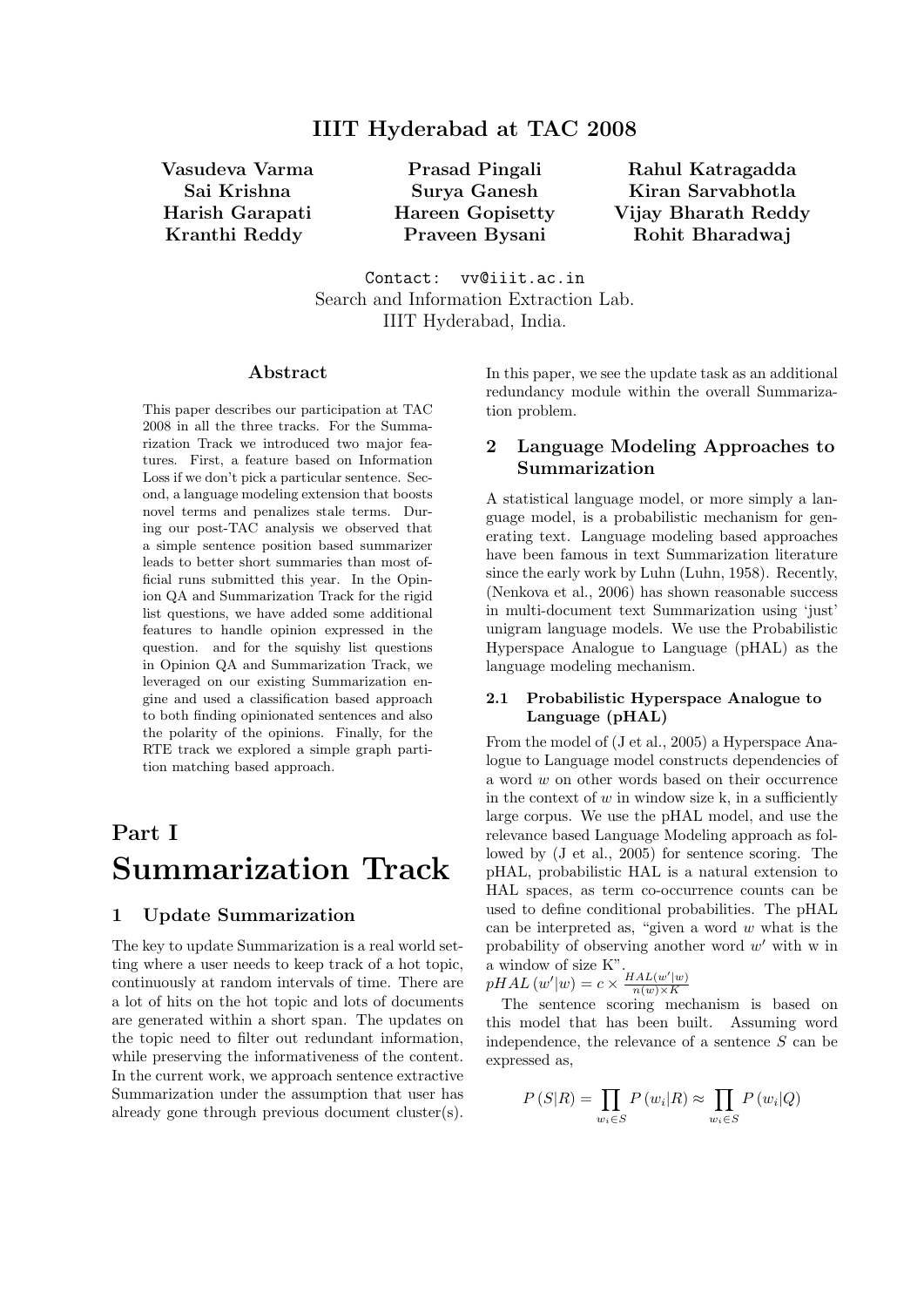# IIIT Hyderabad at TAC 2008

**Vasudeva Varma, Sai Krishna, Harish Garapati, Kranthi Reddy, Prasad Pingali, Surya Ganesh, Hareen Gopisetty, Praveen Bysani, Rahul Katragadda, Kiran Sarvabhotla, Vijay Bharath Reddy, Rohit Bharadwaj**

Contact: vv@iiit.ac.in
Search and Information Extraction Lab.
IIIT Hyderabad, India.

### Abstract

This paper describes our participation at TAC 2008 in all the three tracks. For the Summarization Track we introduced two major features. First, a feature based on Information Loss if we don't pick a particular sentence. Second, a language modeling extension that boosts novel terms and penalizes stale terms. During our post-TAC analysis we observed that a simple sentence position based summarizer leads to better short summaries than most official runs submitted this year. In the Opinion QA and Summarization Track for the rigid list questions, we have added some additional features to handle opinion expressed in the question. and for the squishy list questions in Opinion QA and Summarization Track, we leveraged on our existing Summarization engine and used a classification based approach to both finding opinionated sentences and also the polarity of the opinions. Finally, for the RTE track we explored a simple graph partition matching based approach.

# Part I
# Summarization Track

## 1 Update Summarization

The key to update Summarization is a real world setting where a user needs to keep track of a hot topic, continuously at random intervals of time. There are a lot of hits on the hot topic and lots of documents are generated within a short span. The updates on the topic need to filter out redundant information, while preserving the informativeness of the content. In the current work, we approach sentence extractive Summarization under the assumption that user has already gone through previous document cluster(s). In this paper, we see the update task as an additional redundancy module within the overall Summarization problem.

## 2 Language Modeling Approaches to Summarization

A statistical language model, or more simply a language model, is a probabilistic mechanism for generating text. Language modeling based approaches have been famous in text Summarization literature since the early work by Luhn (Luhn, 1958). Recently, (Nenkova et al., 2006) has shown reasonable success in multi-document text Summarization using 'just' unigram language models. We use the Probabilistic Hyperspace Analogue to Language (pHAL) as the language modeling mechanism.

### 2.1 Probabilistic Hyperspace Analogue to Language (pHAL)

From the model of (J et al., 2005) a Hyperspace Analogue to Language model constructs dependencies of a word $w$ on other words based on their occurrence in the context of $w$ in window size k, in a sufficiently large corpus. We use the pHAL model, and use the relevance based Language Modeling approach as followed by (J et al., 2005) for sentence scoring. The pHAL, probabilistic HAL is a natural extension to HAL spaces, as term co-occurrence counts can be used to define conditional probabilities. The pHAL can be interpreted as, "given a word $w$ what is the probability of observing another word $w'$ with w in a window of size K".

$pHAL\left(w'|w\right) = c \times \frac{HAL(w'|w)}{n(w) \times K}$

The sentence scoring mechanism is based on this model that has been built. Assuming word independence, the relevance of a sentence $S$ can be expressed as,

$$P\left(S|R\right) = \prod_{w_i \in S} P\left(w_i|R\right) \approx \prod_{w_i \in S} P\left(w_i|Q\right)$$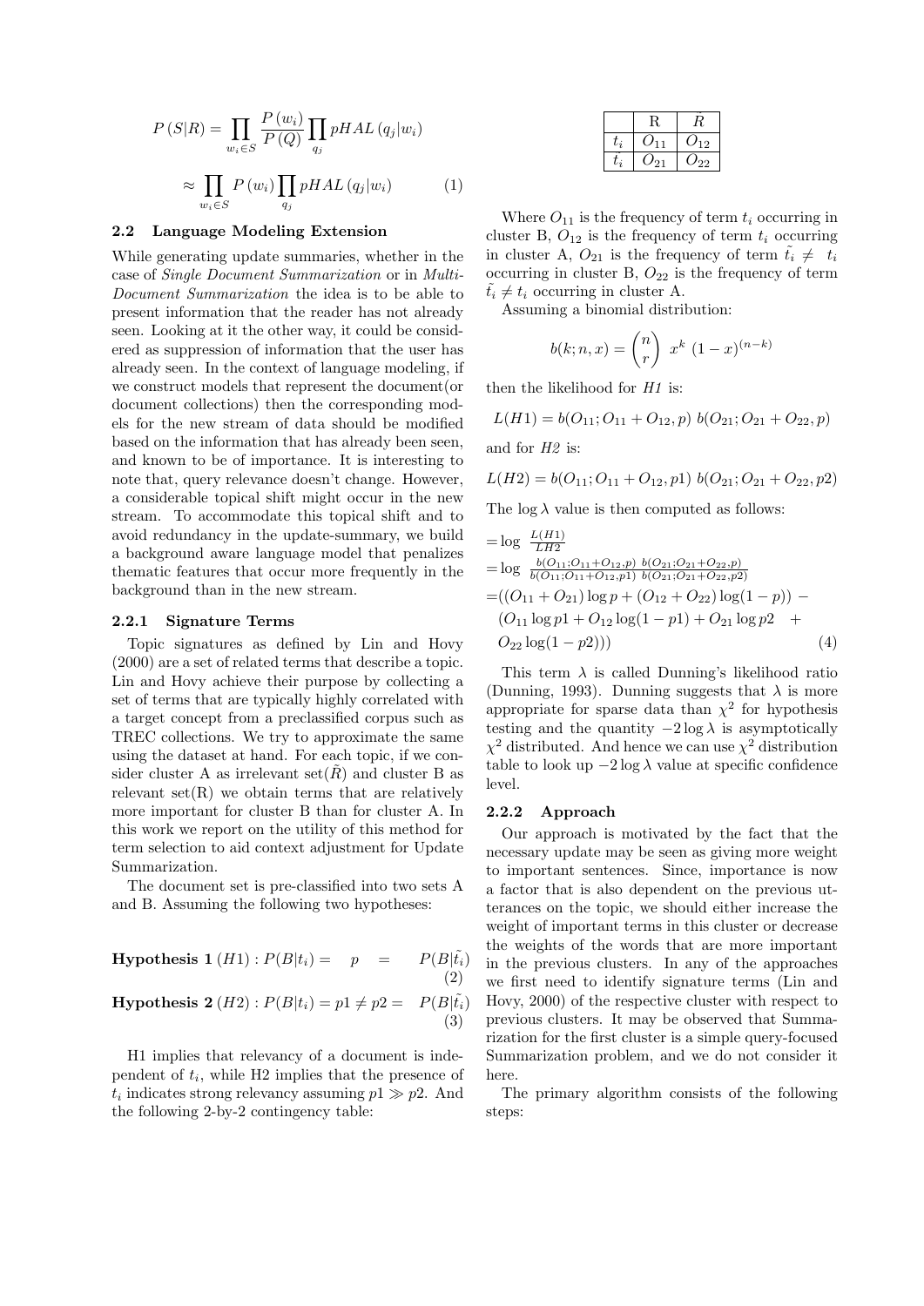$$P(S|R) = \prod_{w_i \in S} \frac{P(w_i)}{P(Q)} \prod_{q_j} pHAL(q_j|w_i)$$

$$\approx \prod_{w_i \in S} P(w_i) \prod_{q_j} pHAL(q_j|w_i) \qquad (1)$$

### 2.2 Language Modeling Extension

While generating update summaries, whether in the case of *Single Document Summarization* or in *Multi-Document Summarization* the idea is to be able to present information that the reader has not already seen. Looking at it the other way, it could be considered as suppression of information that the user has already seen. In the context of language modeling, if we construct models that represent the document(or document collections) then the corresponding models for the new stream of data should be modified based on the information that has already been seen, and known to be of importance. It is interesting to note that, query relevance doesn't change. However, a considerable topical shift might occur in the new stream. To accommodate this topical shift and to avoid redundancy in the update-summary, we build a background aware language model that penalizes thematic features that occur more frequently in the background than in the new stream.

#### 2.2.1 Signature Terms

Topic signatures as defined by Lin and Hovy (2000) are a set of related terms that describe a topic. Lin and Hovy achieve their purpose by collecting a set of terms that are typically highly correlated with a target concept from a preclassified corpus such as TREC collections. We try to approximate the same using the dataset at hand. For each topic, if we consider cluster A as irrelevant set($\tilde{R}$) and cluster B as relevant set(R) we obtain terms that are relatively more important for cluster B than for cluster A. In this work we report on the utility of this method for term selection to aid context adjustment for Update Summarization.

The document set is pre-classified into two sets A and B. Assuming the following two hypotheses:

**Hypothesis 1** $(H1) : P(B|t_i) = \quad p \quad = \quad P(B|\tilde{t_i})$ (2)

**Hypothesis 2** $(H2) : P(B|t_i) = p1 \neq p2 = \quad P(B|\tilde{t_i})$ (3)

H1 implies that relevancy of a document is independent of $t_i$, while H2 implies that the presence of $t_i$ indicates strong relevancy assuming $p1 \gg p2$. And the following 2-by-2 contingency table:

| | R | $\tilde{R}$ |
|---|---|---|
| $t_i$ | $O_{11}$ | $O_{12}$ |
| $\tilde{t_i}$ | $O_{21}$ | $O_{22}$ |

Where $O_{11}$ is the frequency of term $t_i$ occurring in cluster B, $O_{12}$ is the frequency of term $t_i$ occurring in cluster A, $O_{21}$ is the frequency of term $\tilde{t_i} \neq t_i$ occurring in cluster B, $O_{22}$ is the frequency of term $\tilde{t_i} \neq t_i$ occurring in cluster A.

Assuming a binomial distribution:

$$b(k; n, x) = \binom{n}{r} \; x^k \; (1-x)^{(n-k)}$$

then the likelihood for *H1* is:

$$L(H1) = b(O_{11}; O_{11} + O_{12}, p) \; b(O_{21}; O_{21} + O_{22}, p)$$

and for *H2* is:

$$L(H2) = b(O_{11}; O_{11} + O_{12}, p1) \; b(O_{21}; O_{21} + O_{22}, p2)$$

The $\log \lambda$ value is then computed as follows:

$$= \log \; \frac{L(H1)}{LH2}$$

$$= \log \; \frac{b(O_{11}; O_{11}+O_{12}, p) \; b(O_{21}; O_{21}+O_{22}, p)}{b(O_{11}; O_{11}+O_{12}, p1) \; b(O_{21}; O_{21}+O_{22}, p2)}$$

$$= ((O_{11} + O_{21}) \log p + (O_{12} + O_{22}) \log(1-p)) - (O_{11} \log p1 + O_{12} \log(1-p1) + O_{21} \log p2 + O_{22} \log(1-p2))) \qquad (4)$$

This term $\lambda$ is called Dunning's likelihood ratio (Dunning, 1993). Dunning suggests that $\lambda$ is more appropriate for sparse data than $\chi^2$ for hypothesis testing and the quantity $-2 \log \lambda$ is asymptotically $\chi^2$ distributed. And hence we can use $\chi^2$ distribution table to look up $-2 \log \lambda$ value at specific confidence level.

#### 2.2.2 Approach

Our approach is motivated by the fact that the necessary update may be seen as giving more weight to important sentences. Since, importance is now a factor that is also dependent on the previous utterances on the topic, we should either increase the weight of important terms in this cluster or decrease the weights of the words that are more important in the previous clusters. In any of the approaches we first need to identify signature terms (Lin and Hovy, 2000) of the respective cluster with respect to previous clusters. It may be observed that Summarization for the first cluster is a simple query-focused Summarization problem, and we do not consider it here.

The primary algorithm consists of the following steps: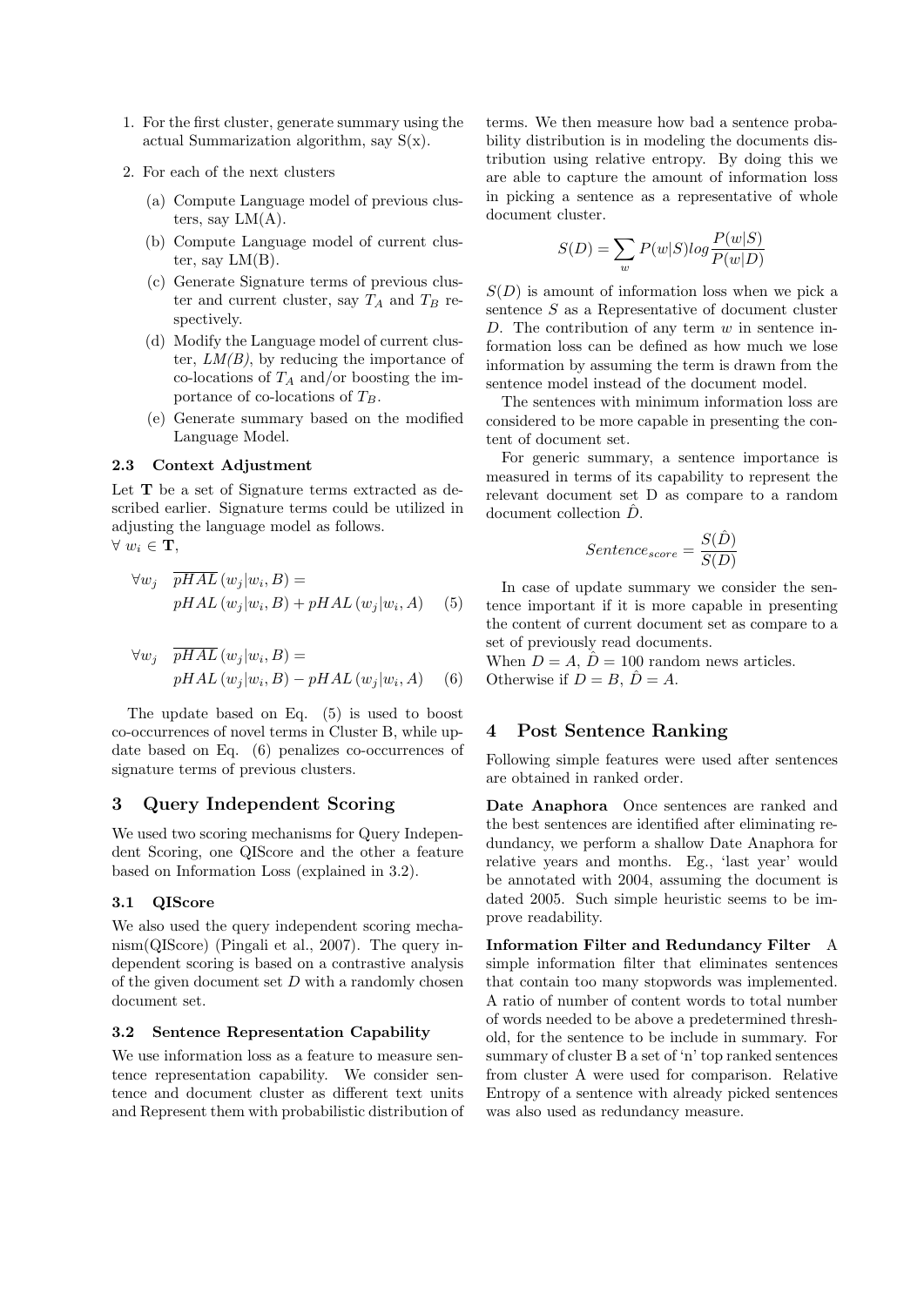1. For the first cluster, generate summary using the actual Summarization algorithm, say S(x).
2. For each of the next clusters
   (a) Compute Language model of previous clusters, say LM(A).
   (b) Compute Language model of current cluster, say LM(B).
   (c) Generate Signature terms of previous cluster and current cluster, say $T_A$ and $T_B$ respectively.
   (d) Modify the Language model of current cluster, *LM(B)*, by reducing the importance of co-locations of $T_A$ and/or boosting the importance of co-locations of $T_B$.
   (e) Generate summary based on the modified Language Model.

### 2.3 Context Adjustment

Let **T** be a set of Signature terms extracted as described earlier. Signature terms could be utilized in adjusting the language model as follows.
$\forall\ w_i \in \mathbf{T}$,

$$\forall w_j \quad \overline{pHAL}\left(w_j|w_i,B\right) = pHAL\left(w_j|w_i,B\right) + pHAL\left(w_j|w_i,A\right) \quad (5)$$

$$\forall w_j \quad \overline{pHAL}\left(w_j|w_i,B\right) = pHAL\left(w_j|w_i,B\right) - pHAL\left(w_j|w_i,A\right) \quad (6)$$

The update based on Eq. (5) is used to boost co-occurrences of novel terms in Cluster B, while update based on Eq. (6) penalizes co-occurrences of signature terms of previous clusters.

## 3 Query Independent Scoring

We used two scoring mechanisms for Query Independent Scoring, one QIScore and the other a feature based on Information Loss (explained in 3.2).

### 3.1 QIScore

We also used the query independent scoring mechanism(QIScore) (Pingali et al., 2007). The query independent scoring is based on a contrastive analysis of the given document set $D$ with a randomly chosen document set.

### 3.2 Sentence Representation Capability

We use information loss as a feature to measure sentence representation capability. We consider sentence and document cluster as different text units and Represent them with probabilistic distribution of terms. We then measure how bad a sentence probability distribution is in modeling the documents distribution using relative entropy. By doing this we are able to capture the amount of information loss in picking a sentence as a representative of whole document cluster.

$$S(D) = \sum_w P(w|S) log \frac{P(w|S)}{P(w|D)}$$

$S(D)$ is amount of information loss when we pick a sentence $S$ as a Representative of document cluster $D$. The contribution of any term $w$ in sentence information loss can be defined as how much we lose information by assuming the term is drawn from the sentence model instead of the document model.

The sentences with minimum information loss are considered to be more capable in presenting the content of document set.

For generic summary, a sentence importance is measured in terms of its capability to represent the relevant document set D as compare to a random document collection $\hat{D}$.

$$Sentence_{score} = \frac{S(\hat{D})}{S(D)}$$

In case of update summary we consider the sentence important if it is more capable in presenting the content of current document set as compare to a set of previously read documents.
When $D = A$, $\hat{D} = 100$ random news articles.
Otherwise if $D = B$, $\hat{D} = A$.

## 4 Post Sentence Ranking

Following simple features were used after sentences are obtained in ranked order.

**Date Anaphora** Once sentences are ranked and the best sentences are identified after eliminating redundancy, we perform a shallow Date Anaphora for relative years and months. Eg., 'last year' would be annotated with 2004, assuming the document is dated 2005. Such simple heuristic seems to be improve readability.

**Information Filter and Redundancy Filter** A simple information filter that eliminates sentences that contain too many stopwords was implemented. A ratio of number of content words to total number of words needed to be above a predetermined threshold, for the sentence to be include in summary. For summary of cluster B a set of 'n' top ranked sentences from cluster A were used for comparison. Relative Entropy of a sentence with already picked sentences was also used as redundancy measure.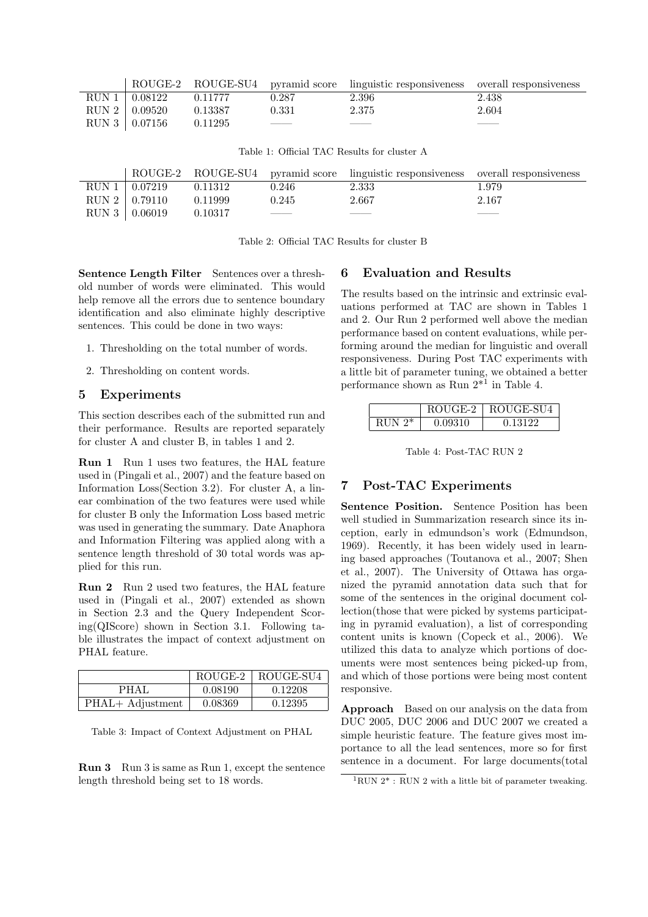| | ROUGE-2 | ROUGE-SU4 | pyramid score | linguistic responsiveness | overall responsiveness |
|---|---|---|---|---|---|
| RUN 1 | 0.08122 | 0.11777 | 0.287 | 2.396 | 2.438 |
| RUN 2 | 0.09520 | 0.13387 | 0.331 | 2.375 | 2.604 |
| RUN 3 | 0.07156 | 0.11295 | —— | —— | —— |

Table 1: Official TAC Results for cluster A

| | ROUGE-2 | ROUGE-SU4 | pyramid score | linguistic responsiveness | overall responsiveness |
|---|---|---|---|---|---|
| RUN 1 | 0.07219 | 0.11312 | 0.246 | 2.333 | 1.979 |
| RUN 2 | 0.79110 | 0.11999 | 0.245 | 2.667 | 2.167 |
| RUN 3 | 0.06019 | 0.10317 | —— | —— | —— |

Table 2: Official TAC Results for cluster B

**Sentence Length Filter** Sentences over a threshold number of words were eliminated. This would help remove all the errors due to sentence boundary identification and also eliminate highly descriptive sentences. This could be done in two ways:

1. Thresholding on the total number of words.
2. Thresholding on content words.

## 5 Experiments

This section describes each of the submitted run and their performance. Results are reported separately for cluster A and cluster B, in tables 1 and 2.

**Run 1** Run 1 uses two features, the HAL feature used in (Pingali et al., 2007) and the feature based on Information Loss(Section 3.2). For cluster A, a linear combination of the two features were used while for cluster B only the Information Loss based metric was used in generating the summary. Date Anaphora and Information Filtering was applied along with a sentence length threshold of 30 total words was applied for this run.

**Run 2** Run 2 used two features, the HAL feature used in (Pingali et al., 2007) extended as shown in Section 2.3 and the Query Independent Scoring(QIScore) shown in Section 3.1. Following table illustrates the impact of context adjustment on PHAL feature.

| | ROUGE-2 | ROUGE-SU4 |
|---|---|---|
| PHAL | 0.08190 | 0.12208 |
| PHAL+ Adjustment | 0.08369 | 0.12395 |

Table 3: Impact of Context Adjustment on PHAL

**Run 3** Run 3 is same as Run 1, except the sentence length threshold being set to 18 words.

## 6 Evaluation and Results

The results based on the intrinsic and extrinsic evaluations performed at TAC are shown in Tables 1 and 2. Our Run 2 performed well above the median performance based on content evaluations, while performing around the median for linguistic and overall responsiveness. During Post TAC experiments with a little bit of parameter tuning, we obtained a better performance shown as Run 2*[1] in Table 4.

| | ROUGE-2 | ROUGE-SU4 |
|---|---|---|
| RUN 2* | 0.09310 | 0.13122 |

Table 4: Post-TAC RUN 2

## 7 Post-TAC Experiments

**Sentence Position.** Sentence Position has been well studied in Summarization research since its inception, early in edmundson's work (Edmundson, 1969). Recently, it has been widely used in learning based approaches (Toutanova et al., 2007; Shen et al., 2007). The University of Ottawa has organized the pyramid annotation data such that for some of the sentences in the original document collection(those that were picked by systems participating in pyramid evaluation), a list of corresponding content units is known (Copeck et al., 2006). We utilized this data to analyze which portions of documents were most sentences being picked-up from, and which of those portions were being most content responsive.

**Approach** Based on our analysis on the data from DUC 2005, DUC 2006 and DUC 2007 we created a simple heuristic feature. The feature gives most importance to all the lead sentences, more so for first sentence in a document. For large documents(total

[1] RUN 2* : RUN 2 with a little bit of parameter tweaking.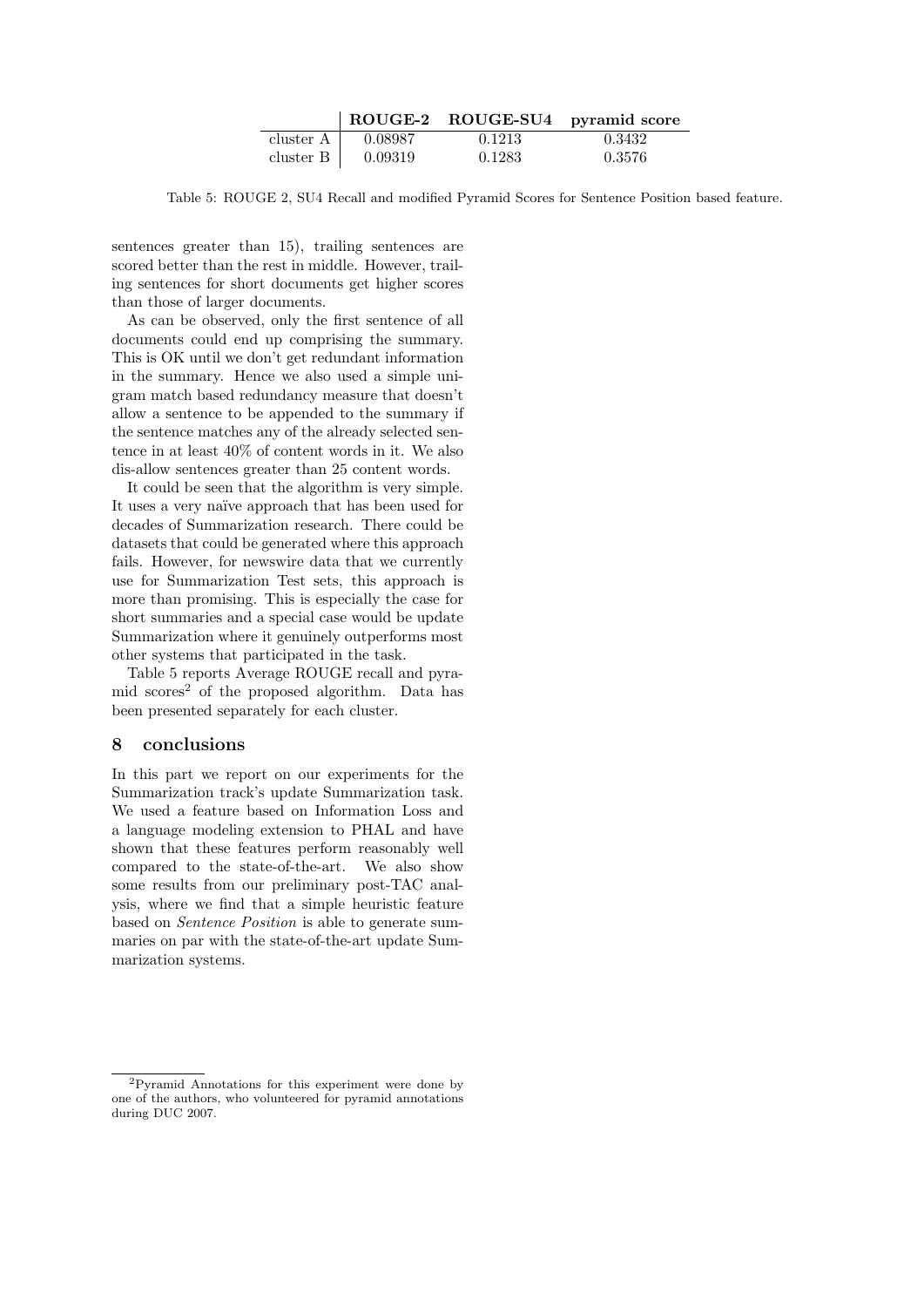| | ROUGE-2 | ROUGE-SU4 | pyramid score |
|---|---|---|---|
| cluster A | 0.08987 | 0.1213 | 0.3432 |
| cluster B | 0.09319 | 0.1283 | 0.3576 |

Table 5: ROUGE 2, SU4 Recall and modified Pyramid Scores for Sentence Position based feature.

sentences greater than 15), trailing sentences are scored better than the rest in middle. However, trailing sentences for short documents get higher scores than those of larger documents.

As can be observed, only the first sentence of all documents could end up comprising the summary. This is OK until we don't get redundant information in the summary. Hence we also used a simple unigram match based redundancy measure that doesn't allow a sentence to be appended to the summary if the sentence matches any of the already selected sentence in at least 40% of content words in it. We also dis-allow sentences greater than 25 content words.

It could be seen that the algorithm is very simple. It uses a very naïve approach that has been used for decades of Summarization research. There could be datasets that could be generated where this approach fails. However, for newswire data that we currently use for Summarization Test sets, this approach is more than promising. This is especially the case for short summaries and a special case would be update Summarization where it genuinely outperforms most other systems that participated in the task.

Table 5 reports Average ROUGE recall and pyramid scores[2] of the proposed algorithm. Data has been presented separately for each cluster.

## 8 conclusions

In this part we report on our experiments for the Summarization track's update Summarization task. We used a feature based on Information Loss and a language modeling extension to PHAL and have shown that these features perform reasonably well compared to the state-of-the-art. We also show some results from our preliminary post-TAC analysis, where we find that a simple heuristic feature based on *Sentence Position* is able to generate summaries on par with the state-of-the-art update Summarization systems.

[2] Pyramid Annotations for this experiment were done by one of the authors, who volunteered for pyramid annotations during DUC 2007.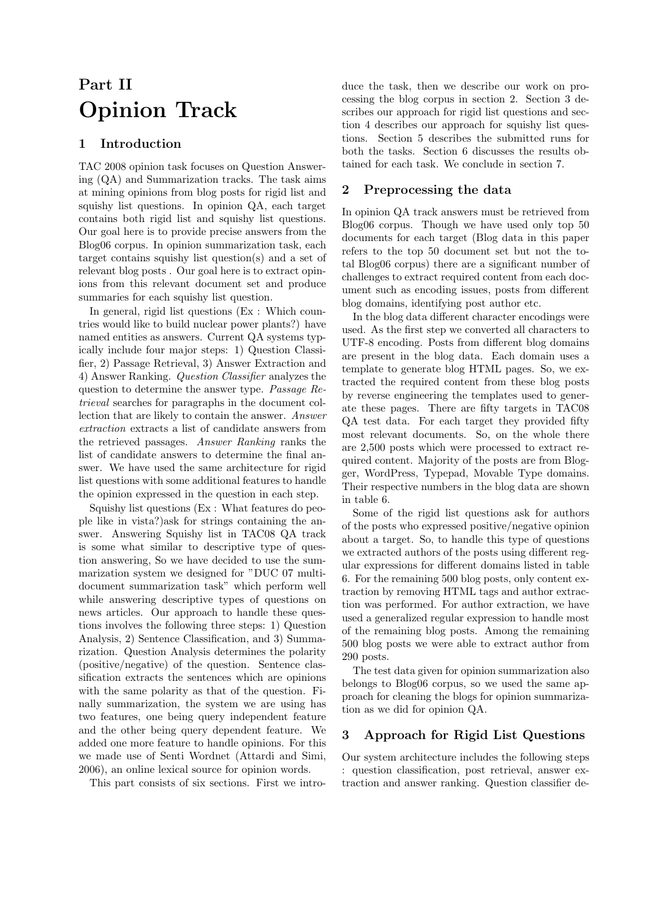# Part II
# Opinion Track

## 1 Introduction

TAC 2008 opinion task focuses on Question Answering (QA) and Summarization tracks. The task aims at mining opinions from blog posts for rigid list and squishy list questions. In opinion QA, each target contains both rigid list and squishy list questions. Our goal here is to provide precise answers from the Blog06 corpus. In opinion summarization task, each target contains squishy list question(s) and a set of relevant blog posts . Our goal here is to extract opinions from this relevant document set and produce summaries for each squishy list question.

In general, rigid list questions (Ex : Which countries would like to build nuclear power plants?) have named entities as answers. Current QA systems typically include four major steps: 1) Question Classifier, 2) Passage Retrieval, 3) Answer Extraction and 4) Answer Ranking. *Question Classifier* analyzes the question to determine the answer type. *Passage Retrieval* searches for paragraphs in the document collection that are likely to contain the answer. *Answer extraction* extracts a list of candidate answers from the retrieved passages. *Answer Ranking* ranks the list of candidate answers to determine the final answer. We have used the same architecture for rigid list questions with some additional features to handle the opinion expressed in the question in each step.

Squishy list questions (Ex : What features do people like in vista?)ask for strings containing the answer. Answering Squishy list in TAC08 QA track is some what similar to descriptive type of question answering, So we have decided to use the summarization system we designed for "DUC 07 multi-document summarization task" which perform well while answering descriptive types of questions on news articles. Our approach to handle these questions involves the following three steps: 1) Question Analysis, 2) Sentence Classification, and 3) Summarization. Question Analysis determines the polarity (positive/negative) of the question. Sentence classification extracts the sentences which are opinions with the same polarity as that of the question. Finally summarization, the system we are using has two features, one being query independent feature and the other being query dependent feature. We added one more feature to handle opinions. For this we made use of Senti Wordnet (Attardi and Simi, 2006), an online lexical source for opinion words.

This part consists of six sections. First we introduce the task, then we describe our work on processing the blog corpus in section 2. Section 3 describes our approach for rigid list questions and section 4 describes our approach for squishy list questions. Section 5 describes the submitted runs for both the tasks. Section 6 discusses the results obtained for each task. We conclude in section 7.

## 2 Preprocessing the data

In opinion QA track answers must be retrieved from Blog06 corpus. Though we have used only top 50 documents for each target (Blog data in this paper refers to the top 50 document set but not the total Blog06 corpus) there are a significant number of challenges to extract required content from each document such as encoding issues, posts from different blog domains, identifying post author etc.

In the blog data different character encodings were used. As the first step we converted all characters to UTF-8 encoding. Posts from different blog domains are present in the blog data. Each domain uses a template to generate blog HTML pages. So, we extracted the required content from these blog posts by reverse engineering the templates used to generate these pages. There are fifty targets in TAC08 QA test data. For each target they provided fifty most relevant documents. So, on the whole there are 2,500 posts which were processed to extract required content. Majority of the posts are from Blogger, WordPress, Typepad, Movable Type domains. Their respective numbers in the blog data are shown in table 6.

Some of the rigid list questions ask for authors of the posts who expressed positive/negative opinion about a target. So, to handle this type of questions we extracted authors of the posts using different regular expressions for different domains listed in table 6. For the remaining 500 blog posts, only content extraction by removing HTML tags and author extraction was performed. For author extraction, we have used a generalized regular expression to handle most of the remaining blog posts. Among the remaining 500 blog posts we were able to extract author from 290 posts.

The test data given for opinion summarization also belongs to Blog06 corpus, so we used the same approach for cleaning the blogs for opinion summarization as we did for opinion QA.

## 3 Approach for Rigid List Questions

Our system architecture includes the following steps : question classification, post retrieval, answer extraction and answer ranking. Question classifier de-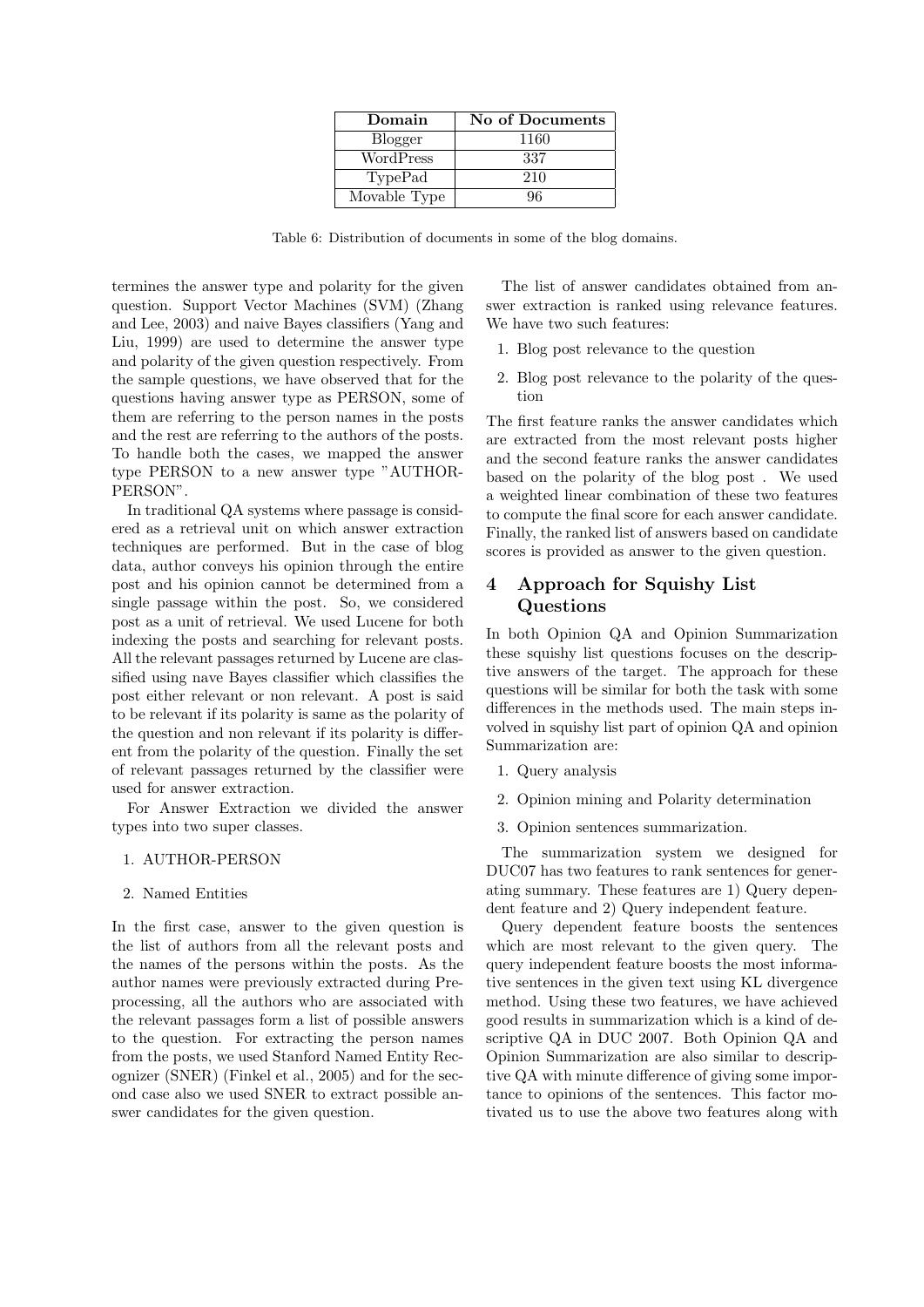| Domain | No of Documents |
| --- | --- |
| Blogger | 1160 |
| WordPress | 337 |
| TypePad | 210 |
| Movable Type | 96 |

Table 6: Distribution of documents in some of the blog domains.

termines the answer type and polarity for the given question. Support Vector Machines (SVM) (Zhang and Lee, 2003) and naive Bayes classifiers (Yang and Liu, 1999) are used to determine the answer type and polarity of the given question respectively. From the sample questions, we have observed that for the questions having answer type as PERSON, some of them are referring to the person names in the posts and the rest are referring to the authors of the posts. To handle both the cases, we mapped the answer type PERSON to a new answer type "AUTHOR-PERSON".

In traditional QA systems where passage is considered as a retrieval unit on which answer extraction techniques are performed. But in the case of blog data, author conveys his opinion through the entire post and his opinion cannot be determined from a single passage within the post. So, we considered post as a unit of retrieval. We used Lucene for both indexing the posts and searching for relevant posts. All the relevant passages returned by Lucene are classified using nave Bayes classifier which classifies the post either relevant or non relevant. A post is said to be relevant if its polarity is same as the polarity of the question and non relevant if its polarity is different from the polarity of the question. Finally the set of relevant passages returned by the classifier were used for answer extraction.

For Answer Extraction we divided the answer types into two super classes.

1. AUTHOR-PERSON
2. Named Entities

In the first case, answer to the given question is the list of authors from all the relevant posts and the names of the persons within the posts. As the author names were previously extracted during Preprocessing, all the authors who are associated with the relevant passages form a list of possible answers to the question. For extracting the person names from the posts, we used Stanford Named Entity Recognizer (SNER) (Finkel et al., 2005) and for the second case also we used SNER to extract possible answer candidates for the given question.

The list of answer candidates obtained from answer extraction is ranked using relevance features. We have two such features:

1. Blog post relevance to the question
2. Blog post relevance to the polarity of the question

The first feature ranks the answer candidates which are extracted from the most relevant posts higher and the second feature ranks the answer candidates based on the polarity of the blog post . We used a weighted linear combination of these two features to compute the final score for each answer candidate. Finally, the ranked list of answers based on candidate scores is provided as answer to the given question.

## 4 Approach for Squishy List Questions

In both Opinion QA and Opinion Summarization these squishy list questions focuses on the descriptive answers of the target. The approach for these questions will be similar for both the task with some differences in the methods used. The main steps involved in squishy list part of opinion QA and opinion Summarization are:

1. Query analysis
2. Opinion mining and Polarity determination
3. Opinion sentences summarization.

The summarization system we designed for DUC07 has two features to rank sentences for generating summary. These features are 1) Query dependent feature and 2) Query independent feature.

Query dependent feature boosts the sentences which are most relevant to the given query. The query independent feature boosts the most informative sentences in the given text using KL divergence method. Using these two features, we have achieved good results in summarization which is a kind of descriptive QA in DUC 2007. Both Opinion QA and Opinion Summarization are also similar to descriptive QA with minute difference of giving some importance to opinions of the sentences. This factor motivated us to use the above two features along with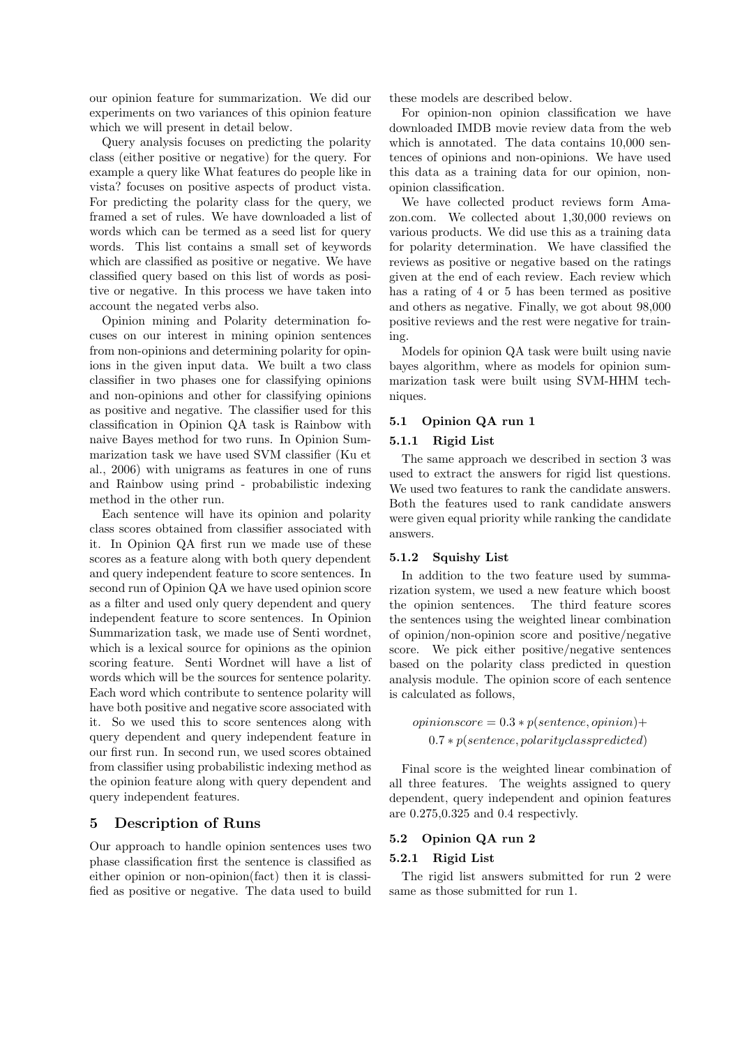our opinion feature for summarization. We did our experiments on two variances of this opinion feature which we will present in detail below.

Query analysis focuses on predicting the polarity class (either positive or negative) for the query. For example a query like What features do people like in vista? focuses on positive aspects of product vista. For predicting the polarity class for the query, we framed a set of rules. We have downloaded a list of words which can be termed as a seed list for query words. This list contains a small set of keywords which are classified as positive or negative. We have classified query based on this list of words as positive or negative. In this process we have taken into account the negated verbs also.

Opinion mining and Polarity determination focuses on our interest in mining opinion sentences from non-opinions and determining polarity for opinions in the given input data. We built a two class classifier in two phases one for classifying opinions and non-opinions and other for classifying opinions as positive and negative. The classifier used for this classification in Opinion QA task is Rainbow with naive Bayes method for two runs. In Opinion Summarization task we have used SVM classifier (Ku et al., 2006) with unigrams as features in one of runs and Rainbow using prind - probabilistic indexing method in the other run.

Each sentence will have its opinion and polarity class scores obtained from classifier associated with it. In Opinion QA first run we made use of these scores as a feature along with both query dependent and query independent feature to score sentences. In second run of Opinion QA we have used opinion score as a filter and used only query dependent and query independent feature to score sentences. In Opinion Summarization task, we made use of Senti wordnet, which is a lexical source for opinions as the opinion scoring feature. Senti Wordnet will have a list of words which will be the sources for sentence polarity. Each word which contribute to sentence polarity will have both positive and negative score associated with it. So we used this to score sentences along with query dependent and query independent feature in our first run. In second run, we used scores obtained from classifier using probabilistic indexing method as the opinion feature along with query dependent and query independent features.

## 5 Description of Runs

Our approach to handle opinion sentences uses two phase classification first the sentence is classified as either opinion or non-opinion(fact) then it is classified as positive or negative. The data used to build these models are described below.

For opinion-non opinion classification we have downloaded IMDB movie review data from the web which is annotated. The data contains 10,000 sentences of opinions and non-opinions. We have used this data as a training data for our opinion, non-opinion classification.

We have collected product reviews form Amazon.com. We collected about 1,30,000 reviews on various products. We did use this as a training data for polarity determination. We have classified the reviews as positive or negative based on the ratings given at the end of each review. Each review which has a rating of 4 or 5 has been termed as positive and others as negative. Finally, we got about 98,000 positive reviews and the rest were negative for training.

Models for opinion QA task were built using navie bayes algorithm, where as models for opinion summarization task were built using SVM-HHM techniques.

### 5.1 Opinion QA run 1

#### 5.1.1 Rigid List

The same approach we described in section 3 was used to extract the answers for rigid list questions. We used two features to rank the candidate answers. Both the features used to rank candidate answers were given equal priority while ranking the candidate answers.

#### 5.1.2 Squishy List

In addition to the two feature used by summarization system, we used a new feature which boost the opinion sentences. The third feature scores the sentences using the weighted linear combination of opinion/non-opinion score and positive/negative score. We pick either positive/negative sentences based on the polarity class predicted in question analysis module. The opinion score of each sentence is calculated as follows,

$$opinionscore = 0.3 * p(sentence, opinion) + \\ 0.7 * p(sentence, polarityclasspredicted)$$

Final score is the weighted linear combination of all three features. The weights assigned to query dependent, query independent and opinion features are 0.275,0.325 and 0.4 respectivly.

### 5.2 Opinion QA run 2

#### 5.2.1 Rigid List

The rigid list answers submitted for run 2 were same as those submitted for run 1.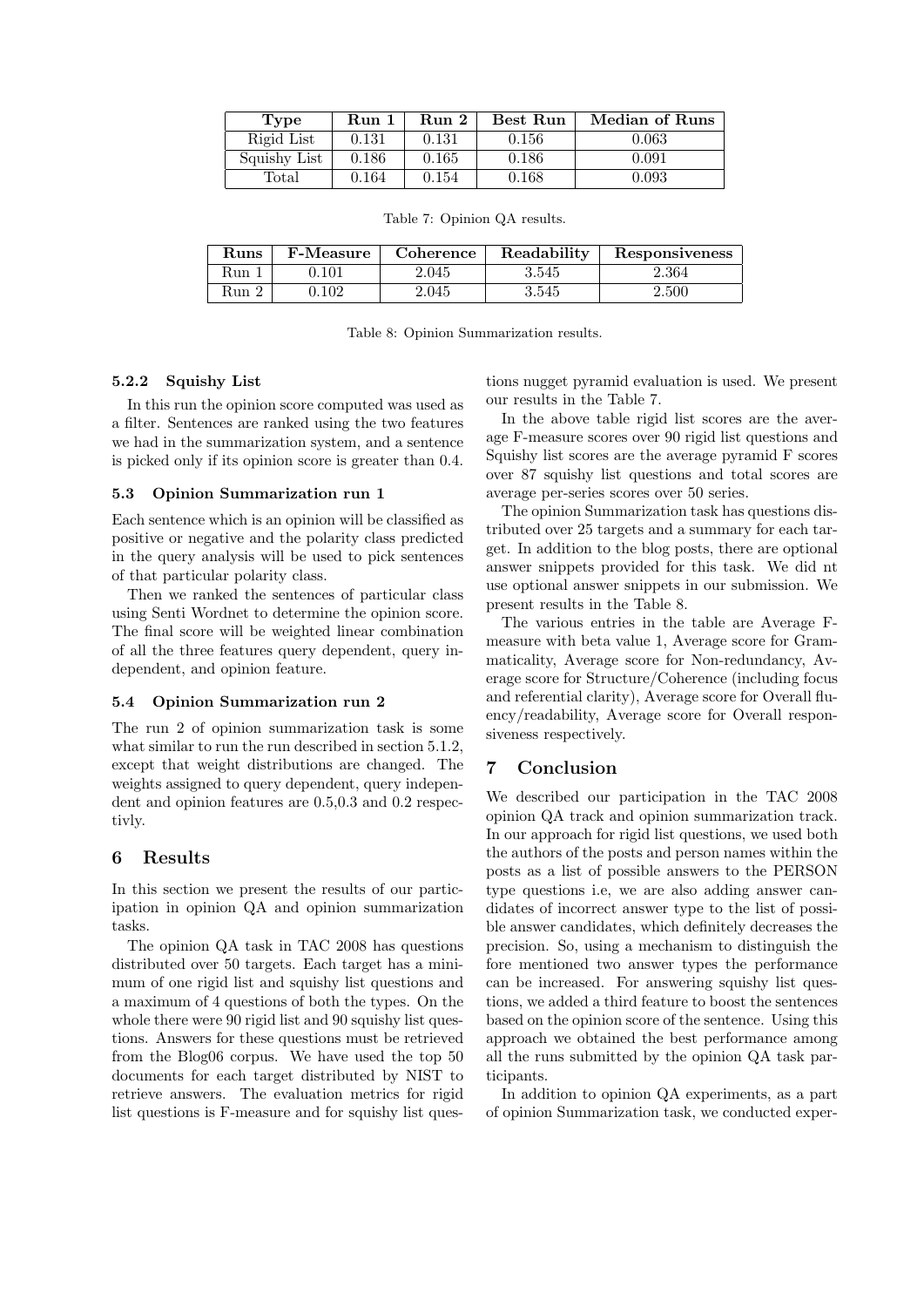| Type | Run 1 | Run 2 | Best Run | Median of Runs |
|---|---|---|---|---|
| Rigid List | 0.131 | 0.131 | 0.156 | 0.063 |
| Squishy List | 0.186 | 0.165 | 0.186 | 0.091 |
| Total | 0.164 | 0.154 | 0.168 | 0.093 |

Table 7: Opinion QA results.

| Runs | F-Measure | Coherence | Readability | Responsiveness |
|---|---|---|---|---|
| Run 1 | 0.101 | 2.045 | 3.545 | 2.364 |
| Run 2 | 0.102 | 2.045 | 3.545 | 2.500 |

Table 8: Opinion Summarization results.

#### 5.2.2 Squishy List

In this run the opinion score computed was used as a filter. Sentences are ranked using the two features we had in the summarization system, and a sentence is picked only if its opinion score is greater than 0.4.

### 5.3 Opinion Summarization run 1

Each sentence which is an opinion will be classified as positive or negative and the polarity class predicted in the query analysis will be used to pick sentences of that particular polarity class.

Then we ranked the sentences of particular class using Senti Wordnet to determine the opinion score. The final score will be weighted linear combination of all the three features query dependent, query independent, and opinion feature.

### 5.4 Opinion Summarization run 2

The run 2 of opinion summarization task is some what similar to run the run described in section 5.1.2, except that weight distributions are changed. The weights assigned to query dependent, query independent and opinion features are 0.5,0.3 and 0.2 respectivly.

## 6 Results

In this section we present the results of our participation in opinion QA and opinion summarization tasks.

The opinion QA task in TAC 2008 has questions distributed over 50 targets. Each target has a minimum of one rigid list and squishy list questions and a maximum of 4 questions of both the types. On the whole there were 90 rigid list and 90 squishy list questions. Answers for these questions must be retrieved from the Blog06 corpus. We have used the top 50 documents for each target distributed by NIST to retrieve answers. The evaluation metrics for rigid list questions is F-measure and for squishy list questions nugget pyramid evaluation is used. We present our results in the Table 7.

In the above table rigid list scores are the average F-measure scores over 90 rigid list questions and Squishy list scores are the average pyramid F scores over 87 squishy list questions and total scores are average per-series scores over 50 series.

The opinion Summarization task has questions distributed over 25 targets and a summary for each target. In addition to the blog posts, there are optional answer snippets provided for this task. We did nt use optional answer snippets in our submission. We present results in the Table 8.

The various entries in the table are Average F-measure with beta value 1, Average score for Grammaticality, Average score for Non-redundancy, Average score for Structure/Coherence (including focus and referential clarity), Average score for Overall fluency/readability, Average score for Overall responsiveness respectively.

## 7 Conclusion

We described our participation in the TAC 2008 opinion QA track and opinion summarization track. In our approach for rigid list questions, we used both the authors of the posts and person names within the posts as a list of possible answers to the PERSON type questions i.e, we are also adding answer candidates of incorrect answer type to the list of possible answer candidates, which definitely decreases the precision. So, using a mechanism to distinguish the fore mentioned two answer types the performance can be increased. For answering squishy list questions, we added a third feature to boost the sentences based on the opinion score of the sentence. Using this approach we obtained the best performance among all the runs submitted by the opinion QA task participants.

In addition to opinion QA experiments, as a part of opinion Summarization task, we conducted exper-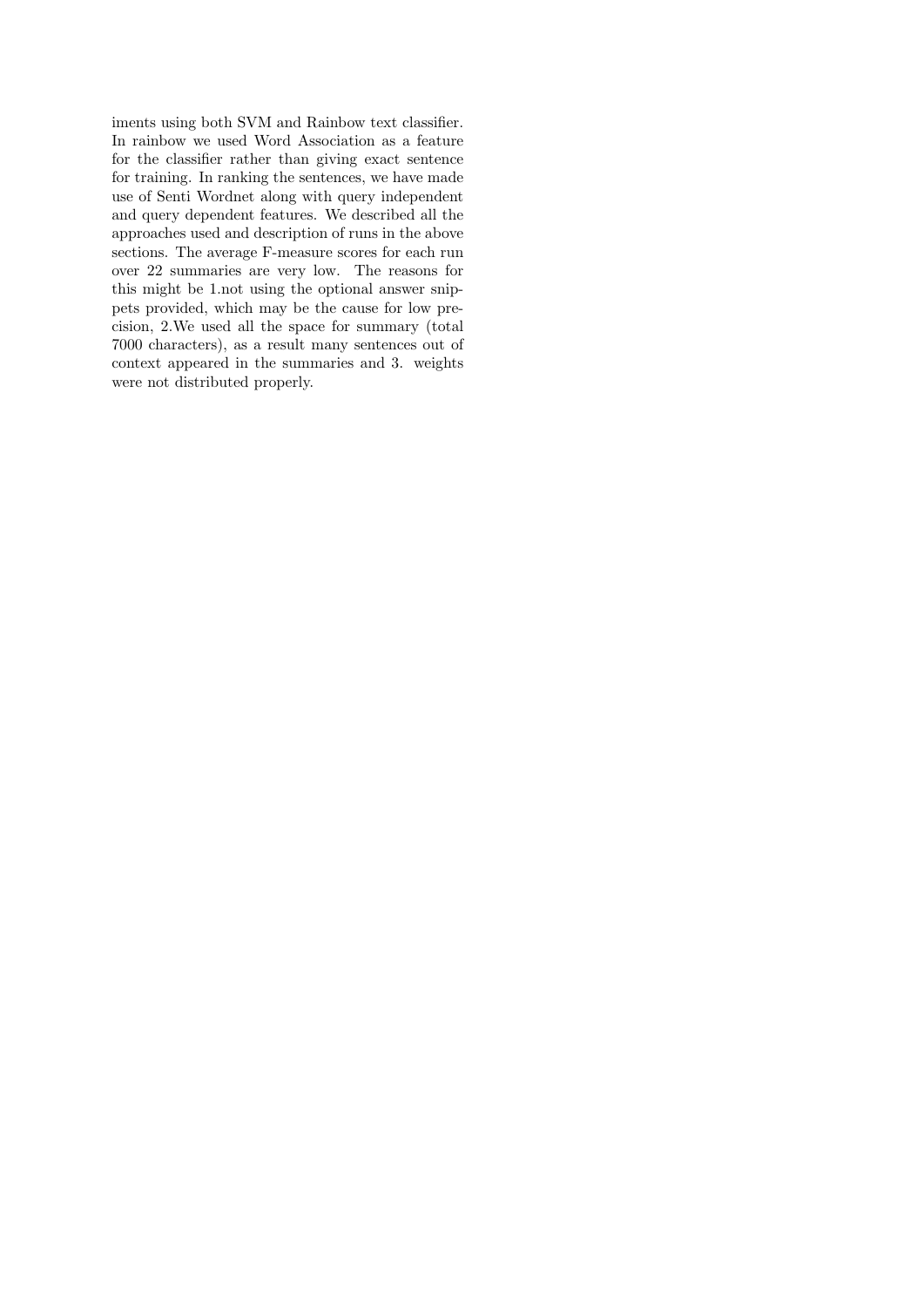iments using both SVM and Rainbow text classifier. In rainbow we used Word Association as a feature for the classifier rather than giving exact sentence for training. In ranking the sentences, we have made use of Senti Wordnet along with query independent and query dependent features. We described all the approaches used and description of runs in the above sections. The average F-measure scores for each run over 22 summaries are very low. The reasons for this might be 1.not using the optional answer snippets provided, which may be the cause for low precision, 2.We used all the space for summary (total 7000 characters), as a result many sentences out of context appeared in the summaries and 3. weights were not distributed properly.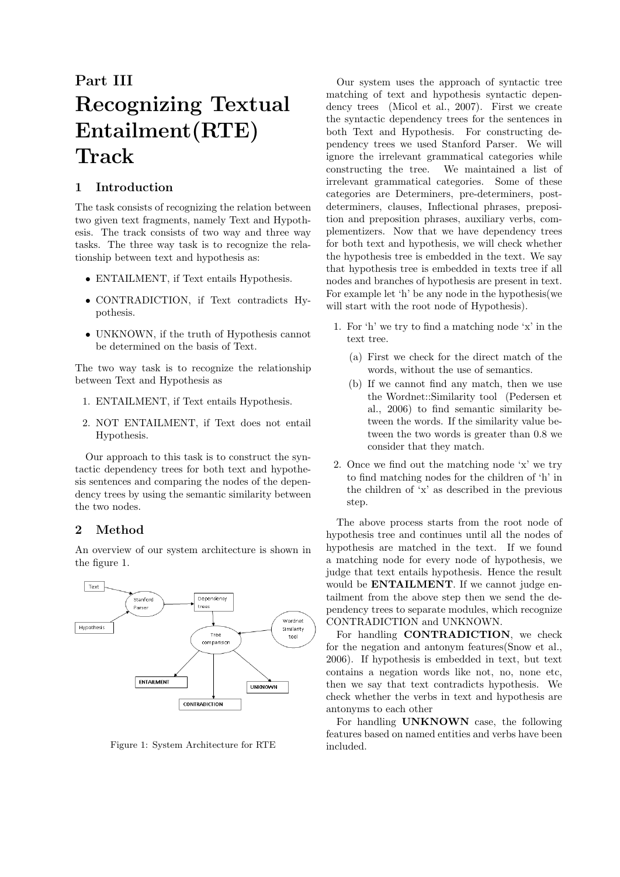# Part III
# Recognizing Textual Entailment(RTE) Track

## 1 Introduction

The task consists of recognizing the relation between two given text fragments, namely Text and Hypothesis. The track consists of two way and three way tasks. The three way task is to recognize the relationship between text and hypothesis as:

- ENTAILMENT, if Text entails Hypothesis.
- CONTRADICTION, if Text contradicts Hypothesis.
- UNKNOWN, if the truth of Hypothesis cannot be determined on the basis of Text.

The two way task is to recognize the relationship between Text and Hypothesis as

1. ENTAILMENT, if Text entails Hypothesis.
2. NOT ENTAILMENT, if Text does not entail Hypothesis.

Our approach to this task is to construct the syntactic dependency trees for both text and hypothesis sentences and comparing the nodes of the dependency trees by using the semantic similarity between the two nodes.

## 2 Method

An overview of our system architecture is shown in the figure 1.

Figure 1: System Architecture for RTE

Our system uses the approach of syntactic tree matching of text and hypothesis syntactic dependency trees (Micol et al., 2007). First we create the syntactic dependency trees for the sentences in both Text and Hypothesis. For constructing dependency trees we used Stanford Parser. We will ignore the irrelevant grammatical categories while constructing the tree. We maintained a list of irrelevant grammatical categories. Some of these categories are Determiners, pre-determiners, post-determiners, clauses, Inflectional phrases, preposition and preposition phrases, auxiliary verbs, complementizers. Now that we have dependency trees for both text and hypothesis, we will check whether the hypothesis tree is embedded in the text. We say that hypothesis tree is embedded in texts tree if all nodes and branches of hypothesis are present in text. For example let 'h' be any node in the hypothesis(we will start with the root node of Hypothesis).

1. For 'h' we try to find a matching node 'x' in the text tree.
   (a) First we check for the direct match of the words, without the use of semantics.
   (b) If we cannot find any match, then we use the Wordnet::Similarity tool (Pedersen et al., 2006) to find semantic similarity between the words. If the similarity value between the two words is greater than 0.8 we consider that they match.
2. Once we find out the matching node 'x' we try to find matching nodes for the children of 'h' in the children of 'x' as described in the previous step.

The above process starts from the root node of hypothesis tree and continues until all the nodes of hypothesis are matched in the text. If we found a matching node for every node of hypothesis, we judge that text entails hypothesis. Hence the result would be **ENTAILMENT**. If we cannot judge entailment from the above step then we send the dependency trees to separate modules, which recognize CONTRADICTION and UNKNOWN.

For handling **CONTRADICTION**, we check for the negation and antonym features(Snow et al., 2006). If hypothesis is embedded in text, but text contains a negation words like not, no, none etc, then we say that text contradicts hypothesis. We check whether the verbs in text and hypothesis are antonyms to each other

For handling **UNKNOWN** case, the following features based on named entities and verbs have been included.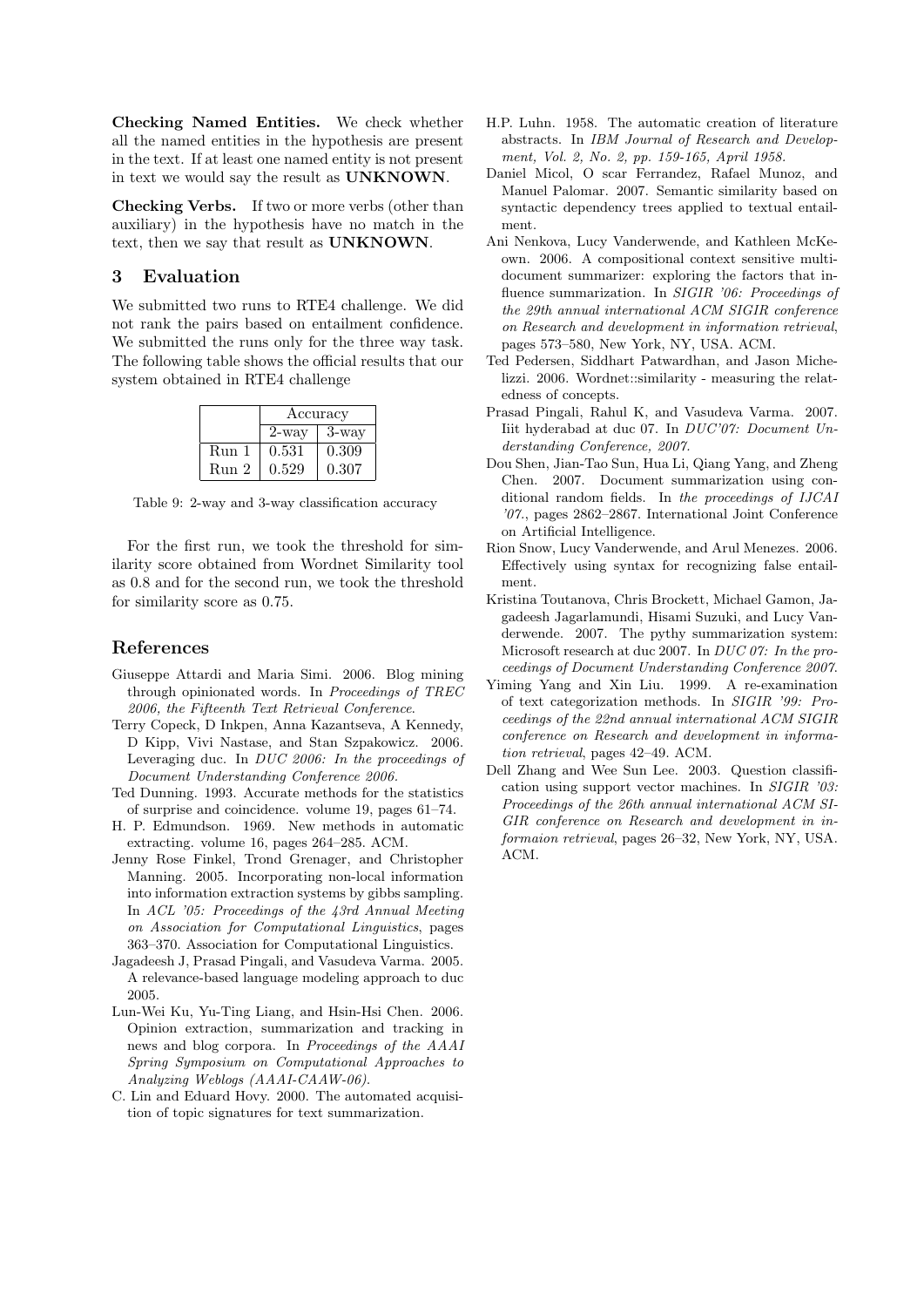**Checking Named Entities.** We check whether all the named entities in the hypothesis are present in the text. If at least one named entity is not present in text we would say the result as **UNKNOWN**.

**Checking Verbs.** If two or more verbs (other than auxiliary) in the hypothesis have no match in the text, then we say that result as **UNKNOWN**.

## 3 Evaluation

We submitted two runs to RTE4 challenge. We did not rank the pairs based on entailment confidence. We submitted the runs only for the three way task. The following table shows the official results that our system obtained in RTE4 challenge

| | Accuracy | |
|---|---|---|
| | 2-way | 3-way |
| Run 1 | 0.531 | 0.309 |
| Run 2 | 0.529 | 0.307 |

Table 9: 2-way and 3-way classification accuracy

For the first run, we took the threshold for similarity score obtained from Wordnet Similarity tool as 0.8 and for the second run, we took the threshold for similarity score as 0.75.

## References

Giuseppe Attardi and Maria Simi. 2006. Blog mining through opinionated words. In *Proceedings of TREC 2006, the Fifteenth Text Retrieval Conference*.

Terry Copeck, D Inkpen, Anna Kazantseva, A Kennedy, D Kipp, Vivi Nastase, and Stan Szpakowicz. 2006. Leveraging duc. In *DUC 2006: In the proceedings of Document Understanding Conference 2006*.

Ted Dunning. 1993. Accurate methods for the statistics of surprise and coincidence. volume 19, pages 61–74.

H. P. Edmundson. 1969. New methods in automatic extracting. volume 16, pages 264–285. ACM.

Jenny Rose Finkel, Trond Grenager, and Christopher Manning. 2005. Incorporating non-local information into information extraction systems by gibbs sampling. In *ACL '05: Proceedings of the 43rd Annual Meeting on Association for Computational Linguistics*, pages 363–370. Association for Computational Linguistics.

Jagadeesh J, Prasad Pingali, and Vasudeva Varma. 2005. A relevance-based language modeling approach to duc 2005.

Lun-Wei Ku, Yu-Ting Liang, and Hsin-Hsi Chen. 2006. Opinion extraction, summarization and tracking in news and blog corpora. In *Proceedings of the AAAI Spring Symposium on Computational Approaches to Analyzing Weblogs (AAAI-CAAW-06)*.

C. Lin and Eduard Hovy. 2000. The automated acquisition of topic signatures for text summarization.

H.P. Luhn. 1958. The automatic creation of literature abstracts. In *IBM Journal of Research and Development, Vol. 2, No. 2, pp. 159-165, April 1958.*

Daniel Micol, O scar Ferrandez, Rafael Munoz, and Manuel Palomar. 2007. Semantic similarity based on syntactic dependency trees applied to textual entailment.

Ani Nenkova, Lucy Vanderwende, and Kathleen McKeown. 2006. A compositional context sensitive multi-document summarizer: exploring the factors that influence summarization. In *SIGIR '06: Proceedings of the 29th annual international ACM SIGIR conference on Research and development in information retrieval*, pages 573–580, New York, NY, USA. ACM.

Ted Pedersen, Siddhart Patwardhan, and Jason Michelizzi. 2006. Wordnet::similarity - measuring the relatedness of concepts.

Prasad Pingali, Rahul K, and Vasudeva Varma. 2007. Iiit hyderabad at duc 07. In *DUC'07: Document Understanding Conference, 2007.*

Dou Shen, Jian-Tao Sun, Hua Li, Qiang Yang, and Zheng Chen. 2007. Document summarization using conditional random fields. In *the proceedings of IJCAI '07.*, pages 2862–2867. International Joint Conference on Artificial Intelligence.

Rion Snow, Lucy Vanderwende, and Arul Menezes. 2006. Effectively using syntax for recognizing false entailment.

Kristina Toutanova, Chris Brockett, Michael Gamon, Jagadeesh Jagarlamundi, Hisami Suzuki, and Lucy Vanderwende. 2007. The pythy summarization system: Microsoft research at duc 2007. In *DUC 07: In the proceedings of Document Understanding Conference 2007.*

Yiming Yang and Xin Liu. 1999. A re-examination of text categorization methods. In *SIGIR '99: Proceedings of the 22nd annual international ACM SIGIR conference on Research and development in information retrieval*, pages 42–49. ACM.

Dell Zhang and Wee Sun Lee. 2003. Question classification using support vector machines. In *SIGIR '03: Proceedings of the 26th annual international ACM SIGIR conference on Research and development in informaion retrieval*, pages 26–32, New York, NY, USA. ACM.